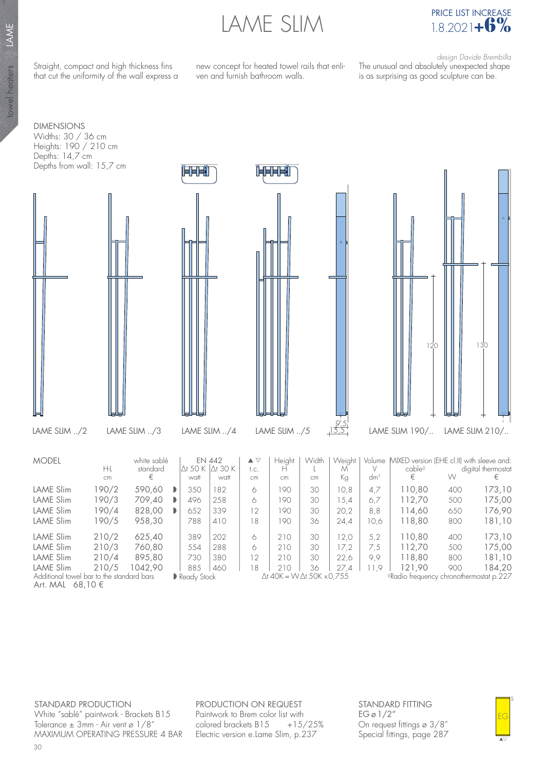# LAME SLIM

PRICE LIST INCREASE
1.8.2021 **+6%**

*design Davide Brembilla*

Straight, compact and high thickness fins that cut the uniformity of the wall express a new concept for heated towel rails that enliven and furnish bathroom walls. The unusual and absolutely unexpected shape is as surprising as good sculpture can be.

DIMENSIONS
Widths: 30 / 36 cm
Heights: 190 / 210 cm
Depths: 14,7 cm
Depths from wall: 15,7 cm

LAME SLIM ../2 LAME SLIM ../3 LAME SLIM ../4 LAME SLIM ../5 LAME SLIM 190/.. LAME SLIM 210/..

| MODEL | H-L cm | white sablé standard € | | EN 442 Δt 50 K watt | Δt 30 K watt | ▲▽ t.c. cm | Height H cm | Width L cm | Weight M Kg | Volume V dm³ | MIXED version (EHE cl.II) with sleeve and: cable◊ € | W | digital thermostat € |
|---|---|---|---|---|---|---|---|---|---|---|---|---|---|
| LAME Slim | 190/2 | 590,60 | ◗ | 350 | 182 | 6 | 190 | 30 | 10,8 | 4,7 | 110,80 | 400 | 173,10 |
| LAME Slim | 190/3 | 709,40 | ◗ | 496 | 258 | 6 | 190 | 30 | 15,4 | 6,7 | 112,70 | 500 | 175,00 |
| LAME Slim | 190/4 | 828,00 | ◗ | 652 | 339 | 12 | 190 | 30 | 20,2 | 8,8 | 114,60 | 650 | 176,90 |
| LAME Slim | 190/5 | 958,30 | | 788 | 410 | 18 | 190 | 36 | 24,4 | 10,6 | 118,80 | 800 | 181,10 |
| LAME Slim | 210/2 | 625,40 | | 389 | 202 | 6 | 210 | 30 | 12,0 | 5,2 | 110,80 | 400 | 173,10 |
| LAME Slim | 210/3 | 760,80 | | 554 | 288 | 6 | 210 | 30 | 17,2 | 7,5 | 112,70 | 500 | 175,00 |
| LAME Slim | 210/4 | 895,80 | | 730 | 380 | 12 | 210 | 30 | 22,6 | 9,9 | 118,80 | 800 | 181,10 |
| LAME Slim | 210/5 | 1042,90 | | 885 | 460 | 18 | 210 | 36 | 27,4 | 11,9 | 121,90 | 900 | 184,20 |

Additional towel bar to the standard bars
Art. MAL 68,10 €

◗ Ready Stock

Δt 40K = W Δt 50K x 0,755

◊Radio frequency chronothermostat p.227

STANDARD PRODUCTION
White "sablé" paintwork - Brackets B15
Tolerance ± 3mm - Air vent ø 1/8"
MAXIMUM OPERATING PRESSURE 4 BAR

PRODUCTION ON REQUEST
Paintwork to Brem color list with colored brackets B15 +15/25%
Electric version e.Lame Slim, p.237

STANDARD FITTING
EG ø 1/2"
On request fittings ø 3/8"
Special fittings, page 287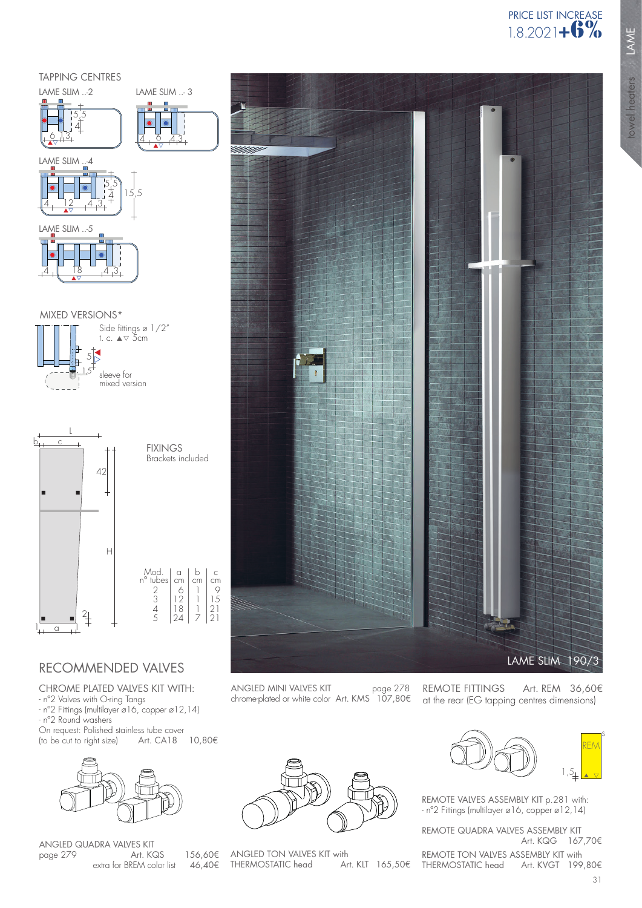PRICE LIST INCREASE
1.8.2021 **+6%**

## TAPPING CENTRES

LAME SLIM ..-2

LAME SLIM ..- 3

LAME SLIM ..-4

LAME SLIM ..-5

## MIXED VERSIONS*

Side fittings ø 1/2"
t. c. ▲▽ 5cm

sleeve for
mixed version

## FIXINGS

Brackets included

| Mod. n° tubes | a cm | b cm | c cm |
|---|---|---|---|
| 2 | 6 | 1 | 9 |
| 3 | 12 | 1 | 15 |
| 4 | 18 | 1 | 21 |
| 5 | 24 | 7 | 21 |

LAME SLIM 190/3

## RECOMMENDED VALVES

CHROME PLATED VALVES KIT WITH:
- n°2 Valves with O-ring Tangs
- n°2 Fittings (multilayer ø16, copper ø12,14)
- n°2 Round washers

On request: Polished stainless tube cover
(to be cut to right size) Art. CA18 10,80€

ANGLED QUADRA VALVES KIT
page 279 Art. KQS 156,60€
extra for BREM color list 46,40€

ANGLED MINI VALVES KIT page 278
chrome-plated or white color Art. KMS 107,80€

ANGLED TON VALVES KIT with
THERMOSTATIC head Art. KLT 165,50€

REMOTE FITTINGS Art. REM 36,60€
at the rear (EG tapping centres dimensions)

REMOTE VALVES ASSEMBLY KIT p.281 with:
- n°2 Fittings (multilayer ø16, copper ø12,14)

REMOTE QUADRA VALVES ASSEMBLY KIT
Art. KQG 167,70€

REMOTE TON VALVES ASSEMBLY KIT with
THERMOSTATIC head Art. KVGT 199,80€